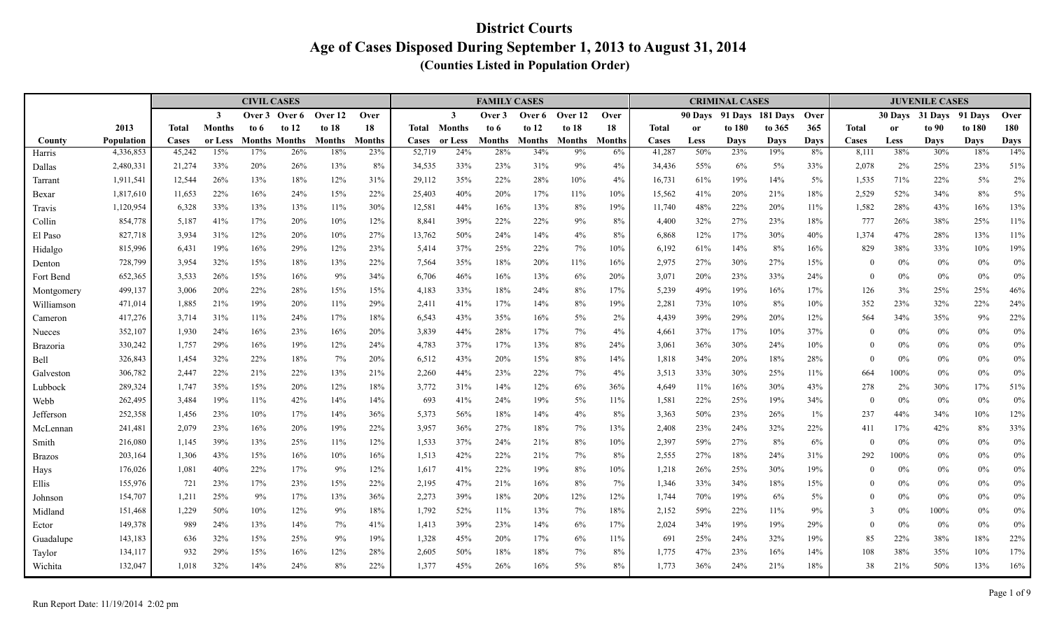# District Courts

## Age of Cases Disposed During September 1, 2013 to August 31, 2014

### (Counties Listed in Population Order)

| | | CIVIL CASES | | | | | | FAMILY CASES | | | | | | CRIMINAL CASES | | | | | JUVENILE CASES | | | | |
|---|---|---|---|---|---|---|---|---|---|---|---|---|---|---|---|---|---|---|---|---|---|---|---|
| County | 2013 Population | Total Cases | 3 Months or Less | Over 3 to 6 Months | Over 6 to 12 Months | Over 12 to 18 Months | Over 18 Months | Total Cases | 3 Months or Less | Over 3 to 6 Months | Over 6 to 12 Months | Over 12 to 18 Months | Over 18 Months | Total Cases | 90 Days or Less | 91 Days to 180 Days | 181 Days to 365 Days | Over 365 Days | Total Cases | 30 Days or Less | 31 Days to 90 Days | 91 Days to 180 Days | Over 180 Days |
| Harris | 4,336,853 | 45,242 | 15% | 17% | 26% | 18% | 23% | 52,719 | 24% | 28% | 34% | 9% | 6% | 41,287 | 50% | 23% | 19% | 8% | 8,111 | 38% | 30% | 18% | 14% |
| Dallas | 2,480,331 | 21,274 | 33% | 20% | 26% | 13% | 8% | 34,535 | 33% | 23% | 31% | 9% | 4% | 34,436 | 55% | 6% | 5% | 33% | 2,078 | 2% | 25% | 23% | 51% |
| Tarrant | 1,911,541 | 12,544 | 26% | 13% | 18% | 12% | 31% | 29,112 | 35% | 22% | 28% | 10% | 4% | 16,731 | 61% | 19% | 14% | 5% | 1,535 | 71% | 22% | 5% | 2% |
| Bexar | 1,817,610 | 11,653 | 22% | 16% | 24% | 15% | 22% | 25,403 | 40% | 20% | 17% | 11% | 10% | 15,562 | 41% | 20% | 21% | 18% | 2,529 | 52% | 34% | 8% | 5% |
| Travis | 1,120,954 | 6,328 | 33% | 13% | 13% | 11% | 30% | 12,581 | 44% | 16% | 13% | 8% | 19% | 11,740 | 48% | 22% | 20% | 11% | 1,582 | 28% | 43% | 16% | 13% |
| Collin | 854,778 | 5,187 | 41% | 17% | 20% | 10% | 12% | 8,841 | 39% | 22% | 22% | 9% | 8% | 4,400 | 32% | 27% | 23% | 18% | 777 | 26% | 38% | 25% | 11% |
| El Paso | 827,718 | 3,934 | 31% | 12% | 20% | 10% | 27% | 13,762 | 50% | 24% | 14% | 4% | 8% | 6,868 | 12% | 17% | 30% | 40% | 1,374 | 47% | 28% | 13% | 11% |
| Hidalgo | 815,996 | 6,431 | 19% | 16% | 29% | 12% | 23% | 5,414 | 37% | 25% | 22% | 7% | 10% | 6,192 | 61% | 14% | 8% | 16% | 829 | 38% | 33% | 10% | 19% |
| Denton | 728,799 | 3,954 | 32% | 15% | 18% | 13% | 22% | 7,564 | 35% | 18% | 20% | 11% | 16% | 2,975 | 27% | 30% | 27% | 15% | 0 | 0% | 0% | 0% | 0% |
| Fort Bend | 652,365 | 3,533 | 26% | 15% | 16% | 9% | 34% | 6,706 | 46% | 16% | 13% | 6% | 20% | 3,071 | 20% | 23% | 33% | 24% | 0 | 0% | 0% | 0% | 0% |
| Montgomery | 499,137 | 3,006 | 20% | 22% | 28% | 15% | 15% | 4,183 | 33% | 18% | 24% | 8% | 17% | 5,239 | 49% | 19% | 16% | 17% | 126 | 3% | 25% | 25% | 46% |
| Williamson | 471,014 | 1,885 | 21% | 19% | 20% | 11% | 29% | 2,411 | 41% | 17% | 14% | 8% | 19% | 2,281 | 73% | 10% | 8% | 10% | 352 | 23% | 32% | 22% | 24% |
| Cameron | 417,276 | 3,714 | 31% | 11% | 24% | 17% | 18% | 6,543 | 43% | 35% | 16% | 5% | 2% | 4,439 | 39% | 29% | 20% | 12% | 564 | 34% | 35% | 9% | 22% |
| Nueces | 352,107 | 1,930 | 24% | 16% | 23% | 16% | 20% | 3,839 | 44% | 28% | 17% | 7% | 4% | 4,661 | 37% | 17% | 10% | 37% | 0 | 0% | 0% | 0% | 0% |
| Brazoria | 330,242 | 1,757 | 29% | 16% | 19% | 12% | 24% | 4,783 | 37% | 17% | 13% | 8% | 24% | 3,061 | 36% | 30% | 24% | 10% | 0 | 0% | 0% | 0% | 0% |
| Bell | 326,843 | 1,454 | 32% | 22% | 18% | 7% | 20% | 6,512 | 43% | 20% | 15% | 8% | 14% | 1,818 | 34% | 20% | 18% | 28% | 0 | 0% | 0% | 0% | 0% |
| Galveston | 306,782 | 2,447 | 22% | 21% | 22% | 13% | 21% | 2,260 | 44% | 23% | 22% | 7% | 4% | 3,513 | 33% | 30% | 25% | 11% | 664 | 100% | 0% | 0% | 0% |
| Lubbock | 289,324 | 1,747 | 35% | 15% | 20% | 12% | 18% | 3,772 | 31% | 14% | 12% | 6% | 36% | 4,649 | 11% | 16% | 30% | 43% | 278 | 2% | 30% | 17% | 51% |
| Webb | 262,495 | 3,484 | 19% | 11% | 42% | 14% | 14% | 693 | 41% | 24% | 19% | 5% | 11% | 1,581 | 22% | 25% | 19% | 34% | 0 | 0% | 0% | 0% | 0% |
| Jefferson | 252,358 | 1,456 | 23% | 10% | 17% | 14% | 36% | 5,373 | 56% | 18% | 14% | 4% | 8% | 3,363 | 50% | 23% | 26% | 1% | 237 | 44% | 34% | 10% | 12% |
| McLennan | 241,481 | 2,079 | 23% | 16% | 20% | 19% | 22% | 3,957 | 36% | 27% | 18% | 7% | 13% | 2,408 | 23% | 24% | 32% | 22% | 411 | 17% | 42% | 8% | 33% |
| Smith | 216,080 | 1,145 | 39% | 13% | 25% | 11% | 12% | 1,533 | 37% | 24% | 21% | 8% | 10% | 2,397 | 59% | 27% | 8% | 6% | 0 | 0% | 0% | 0% | 0% |
| Brazos | 203,164 | 1,306 | 43% | 15% | 16% | 10% | 16% | 1,513 | 42% | 22% | 21% | 7% | 8% | 2,555 | 27% | 18% | 24% | 31% | 292 | 100% | 0% | 0% | 0% |
| Hays | 176,026 | 1,081 | 40% | 22% | 17% | 9% | 12% | 1,617 | 41% | 22% | 19% | 8% | 10% | 1,218 | 26% | 25% | 30% | 19% | 0 | 0% | 0% | 0% | 0% |
| Ellis | 155,976 | 721 | 23% | 17% | 23% | 15% | 22% | 2,195 | 47% | 21% | 16% | 8% | 7% | 1,346 | 33% | 34% | 18% | 15% | 0 | 0% | 0% | 0% | 0% |
| Johnson | 154,707 | 1,211 | 25% | 9% | 17% | 13% | 36% | 2,273 | 39% | 18% | 20% | 12% | 12% | 1,744 | 70% | 19% | 6% | 5% | 0 | 0% | 0% | 0% | 0% |
| Midland | 151,468 | 1,229 | 50% | 10% | 12% | 9% | 18% | 1,792 | 52% | 11% | 13% | 7% | 18% | 2,152 | 59% | 22% | 11% | 9% | 3 | 0% | 100% | 0% | 0% |
| Ector | 149,378 | 989 | 24% | 13% | 14% | 7% | 41% | 1,413 | 39% | 23% | 14% | 6% | 17% | 2,024 | 34% | 19% | 19% | 29% | 0 | 0% | 0% | 0% | 0% |
| Guadalupe | 143,183 | 636 | 32% | 15% | 25% | 9% | 19% | 1,328 | 45% | 20% | 17% | 6% | 11% | 691 | 25% | 24% | 32% | 19% | 85 | 22% | 38% | 18% | 22% |
| Taylor | 134,117 | 932 | 29% | 15% | 16% | 12% | 28% | 2,605 | 50% | 18% | 18% | 7% | 8% | 1,775 | 47% | 23% | 16% | 14% | 108 | 38% | 35% | 10% | 17% |
| Wichita | 132,047 | 1,018 | 32% | 14% | 24% | 8% | 22% | 1,377 | 45% | 26% | 16% | 5% | 8% | 1,773 | 36% | 24% | 21% | 18% | 38 | 21% | 50% | 13% | 16% |

Run Report Date: 11/19/2014 2:02 pm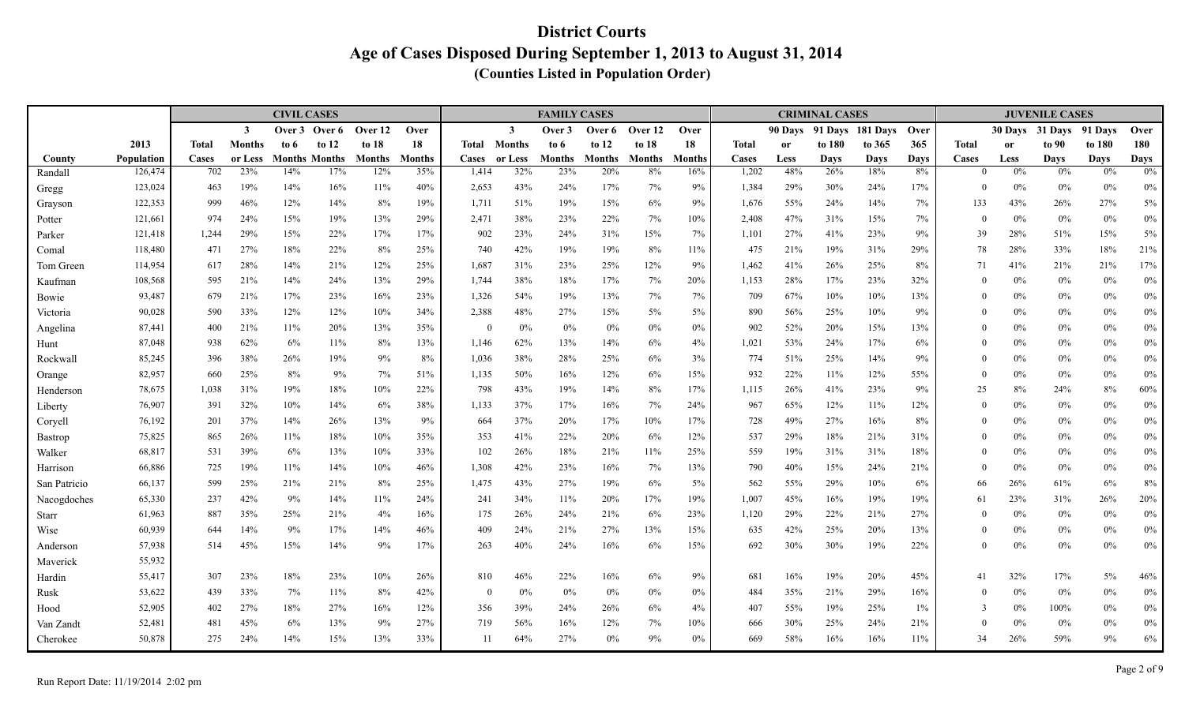# District Courts

## Age of Cases Disposed During September 1, 2013 to August 31, 2014

### (Counties Listed in Population Order)

| | | CIVIL CASES | | | | | | FAMILY CASES | | | | | | CRIMINAL CASES | | | | | JUVENILE CASES | | | | |
|---|---|---|---|---|---|---|---|---|---|---|---|---|---|---|---|---|---|---|---|---|---|---|---|
| County | 2013 Population | Total Cases | 3 Months or Less | Over 3 to 6 Months | Over 6 to 12 Months | Over 12 to 18 Months | Over 18 Months | Total Cases | 3 Months or Less | Over 3 to 6 Months | Over 6 to 12 Months | Over 12 to 18 Months | Over 18 Months | Total Cases | 90 Days or Less | 91 Days to 180 Days | 181 Days to 365 Days | Over 365 Days | Total Cases | 30 Days or Less | 31 Days to 90 Days | 91 Days to 180 Days | Over 180 Days |
| Randall | 126,474 | 702 | 23% | 14% | 17% | 12% | 35% | 1,414 | 32% | 23% | 20% | 8% | 16% | 1,202 | 48% | 26% | 18% | 8% | 0 | 0% | 0% | 0% | 0% |
| Gregg | 123,024 | 463 | 19% | 14% | 16% | 11% | 40% | 2,653 | 43% | 24% | 17% | 7% | 9% | 1,384 | 29% | 30% | 24% | 17% | 0 | 0% | 0% | 0% | 0% |
| Grayson | 122,353 | 999 | 46% | 12% | 14% | 8% | 19% | 1,711 | 51% | 19% | 15% | 6% | 9% | 1,676 | 55% | 24% | 14% | 7% | 133 | 43% | 26% | 27% | 5% |
| Potter | 121,661 | 974 | 24% | 15% | 19% | 13% | 29% | 2,471 | 38% | 23% | 22% | 7% | 10% | 2,408 | 47% | 31% | 15% | 7% | 0 | 0% | 0% | 0% | 0% |
| Parker | 121,418 | 1,244 | 29% | 15% | 22% | 17% | 17% | 902 | 23% | 24% | 31% | 15% | 7% | 1,101 | 27% | 41% | 23% | 9% | 39 | 28% | 51% | 15% | 5% |
| Comal | 118,480 | 471 | 27% | 18% | 22% | 8% | 25% | 740 | 42% | 19% | 19% | 8% | 11% | 475 | 21% | 19% | 31% | 29% | 78 | 28% | 33% | 18% | 21% |
| Tom Green | 114,954 | 617 | 28% | 14% | 21% | 12% | 25% | 1,687 | 31% | 23% | 25% | 12% | 9% | 1,462 | 41% | 26% | 25% | 8% | 71 | 41% | 21% | 21% | 17% |
| Kaufman | 108,568 | 595 | 21% | 14% | 24% | 13% | 29% | 1,744 | 38% | 18% | 17% | 7% | 20% | 1,153 | 28% | 17% | 23% | 32% | 0 | 0% | 0% | 0% | 0% |
| Bowie | 93,487 | 679 | 21% | 17% | 23% | 16% | 23% | 1,326 | 54% | 19% | 13% | 7% | 7% | 709 | 67% | 10% | 10% | 13% | 0 | 0% | 0% | 0% | 0% |
| Victoria | 90,028 | 590 | 33% | 12% | 12% | 10% | 34% | 2,388 | 48% | 27% | 15% | 5% | 5% | 890 | 56% | 25% | 10% | 9% | 0 | 0% | 0% | 0% | 0% |
| Angelina | 87,441 | 400 | 21% | 11% | 20% | 13% | 35% | 0 | 0% | 0% | 0% | 0% | 0% | 902 | 52% | 20% | 15% | 13% | 0 | 0% | 0% | 0% | 0% |
| Hunt | 87,048 | 938 | 62% | 6% | 11% | 8% | 13% | 1,146 | 62% | 13% | 14% | 6% | 4% | 1,021 | 53% | 24% | 17% | 6% | 0 | 0% | 0% | 0% | 0% |
| Rockwall | 85,245 | 396 | 38% | 26% | 19% | 9% | 8% | 1,036 | 38% | 28% | 25% | 6% | 3% | 774 | 51% | 25% | 14% | 9% | 0 | 0% | 0% | 0% | 0% |
| Orange | 82,957 | 660 | 25% | 8% | 9% | 7% | 51% | 1,135 | 50% | 16% | 12% | 6% | 15% | 932 | 22% | 11% | 12% | 55% | 0 | 0% | 0% | 0% | 0% |
| Henderson | 78,675 | 1,038 | 31% | 19% | 18% | 10% | 22% | 798 | 43% | 19% | 14% | 8% | 17% | 1,115 | 26% | 41% | 23% | 9% | 25 | 8% | 24% | 8% | 60% |
| Liberty | 76,907 | 391 | 32% | 10% | 14% | 6% | 38% | 1,133 | 37% | 17% | 16% | 7% | 24% | 967 | 65% | 12% | 11% | 12% | 0 | 0% | 0% | 0% | 0% |
| Coryell | 76,192 | 201 | 37% | 14% | 26% | 13% | 9% | 664 | 37% | 20% | 17% | 10% | 17% | 728 | 49% | 27% | 16% | 8% | 0 | 0% | 0% | 0% | 0% |
| Bastrop | 75,825 | 865 | 26% | 11% | 18% | 10% | 35% | 353 | 41% | 22% | 20% | 6% | 12% | 537 | 29% | 18% | 21% | 31% | 0 | 0% | 0% | 0% | 0% |
| Walker | 68,817 | 531 | 39% | 6% | 13% | 10% | 33% | 102 | 26% | 18% | 21% | 11% | 25% | 559 | 19% | 31% | 31% | 18% | 0 | 0% | 0% | 0% | 0% |
| Harrison | 66,886 | 725 | 19% | 11% | 14% | 10% | 46% | 1,308 | 42% | 23% | 16% | 7% | 13% | 790 | 40% | 15% | 24% | 21% | 0 | 0% | 0% | 0% | 0% |
| San Patricio | 66,137 | 599 | 25% | 21% | 21% | 8% | 25% | 1,475 | 43% | 27% | 19% | 6% | 5% | 562 | 55% | 29% | 10% | 6% | 66 | 26% | 61% | 6% | 8% |
| Nacogdoches | 65,330 | 237 | 42% | 9% | 14% | 11% | 24% | 241 | 34% | 11% | 20% | 17% | 19% | 1,007 | 45% | 16% | 19% | 19% | 61 | 23% | 31% | 26% | 20% |
| Starr | 61,963 | 887 | 35% | 25% | 21% | 4% | 16% | 175 | 26% | 24% | 21% | 6% | 23% | 1,120 | 29% | 22% | 21% | 27% | 0 | 0% | 0% | 0% | 0% |
| Wise | 60,939 | 644 | 14% | 9% | 17% | 14% | 46% | 409 | 24% | 21% | 27% | 13% | 15% | 635 | 42% | 25% | 20% | 13% | 0 | 0% | 0% | 0% | 0% |
| Anderson | 57,938 | 514 | 45% | 15% | 14% | 9% | 17% | 263 | 40% | 24% | 16% | 6% | 15% | 692 | 30% | 30% | 19% | 22% | 0 | 0% | 0% | 0% | 0% |
| Maverick | 55,932 | | | | | | | | | | | | | | | | | | | | | | |
| Hardin | 55,417 | 307 | 23% | 18% | 23% | 10% | 26% | 810 | 46% | 22% | 16% | 6% | 9% | 681 | 16% | 19% | 20% | 45% | 41 | 32% | 17% | 5% | 46% |
| Rusk | 53,622 | 439 | 33% | 7% | 11% | 8% | 42% | 0 | 0% | 0% | 0% | 0% | 0% | 484 | 35% | 21% | 29% | 16% | 0 | 0% | 0% | 0% | 0% |
| Hood | 52,905 | 402 | 27% | 18% | 27% | 16% | 12% | 356 | 39% | 24% | 26% | 6% | 4% | 407 | 55% | 19% | 25% | 1% | 3 | 0% | 100% | 0% | 0% |
| Van Zandt | 52,481 | 481 | 45% | 6% | 13% | 9% | 27% | 719 | 56% | 16% | 12% | 7% | 10% | 666 | 30% | 25% | 24% | 21% | 0 | 0% | 0% | 0% | 0% |
| Cherokee | 50,878 | 275 | 24% | 14% | 15% | 13% | 33% | 11 | 64% | 27% | 0% | 9% | 0% | 669 | 58% | 16% | 16% | 11% | 34 | 26% | 59% | 9% | 6% |

Run Report Date: 11/19/2014 2:02 pm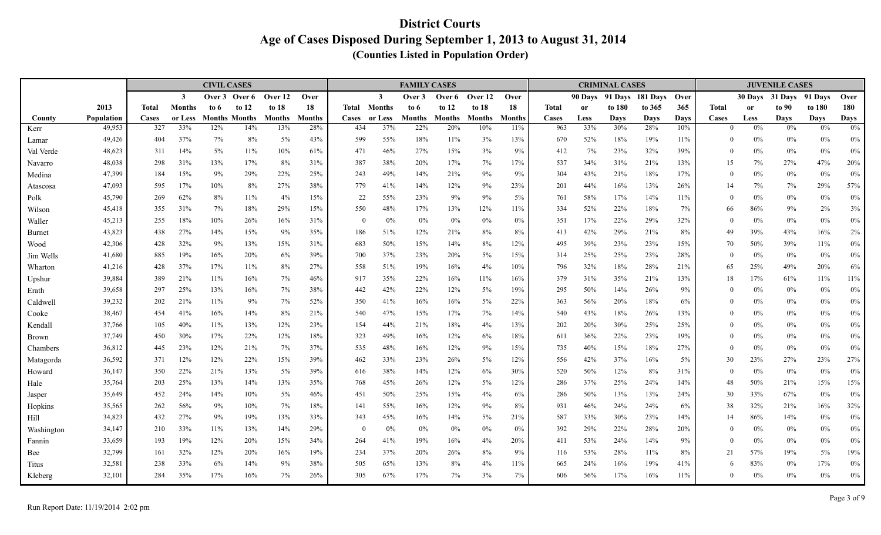# District Courts

## Age of Cases Disposed During September 1, 2013 to August 31, 2014

### (Counties Listed in Population Order)

| | | CIVIL CASES | | | | | | FAMILY CASES | | | | | | CRIMINAL CASES | | | | | JUVENILE CASES | | | | |
|---|---|---|---|---|---|---|---|---|---|---|---|---|---|---|---|---|---|---|---|---|---|---|---|
| County | 2013 Population | Total Cases | 3 Months or Less | Over 3 to 6 Months | Over 6 to 12 Months | Over 12 to 18 Months | Over 18 Months | Total Cases | 3 Months or Less | Over 3 to 6 Months | Over 6 to 12 Months | Over 12 to 18 Months | Over 18 Months | Total Cases | 90 Days or Less | 91 Days to 180 Days | 181 Days to 365 Days | Over 365 Days | Total Cases | 30 Days or Less | 31 Days to 90 Days | 91 Days to 180 Days | Over 180 Days |
| Kerr | 49,953 | 327 | 33% | 12% | 14% | 13% | 28% | 434 | 37% | 22% | 20% | 10% | 11% | 963 | 33% | 30% | 28% | 10% | 0 | 0% | 0% | 0% | 0% |
| Lamar | 49,426 | 404 | 37% | 7% | 8% | 5% | 43% | 599 | 55% | 18% | 11% | 3% | 13% | 670 | 52% | 18% | 19% | 11% | 0 | 0% | 0% | 0% | 0% |
| Val Verde | 48,623 | 311 | 14% | 5% | 11% | 10% | 61% | 471 | 46% | 27% | 15% | 3% | 9% | 412 | 7% | 23% | 32% | 39% | 0 | 0% | 0% | 0% | 0% |
| Navarro | 48,038 | 298 | 31% | 13% | 17% | 8% | 31% | 387 | 38% | 20% | 17% | 7% | 17% | 537 | 34% | 31% | 21% | 13% | 15 | 7% | 27% | 47% | 20% |
| Medina | 47,399 | 184 | 15% | 9% | 29% | 22% | 25% | 243 | 49% | 14% | 21% | 9% | 9% | 304 | 43% | 21% | 18% | 17% | 0 | 0% | 0% | 0% | 0% |
| Atascosa | 47,093 | 595 | 17% | 10% | 8% | 27% | 38% | 779 | 41% | 14% | 12% | 9% | 23% | 201 | 44% | 16% | 13% | 26% | 14 | 7% | 7% | 29% | 57% |
| Polk | 45,790 | 269 | 62% | 8% | 11% | 4% | 15% | 22 | 55% | 23% | 9% | 9% | 5% | 761 | 58% | 17% | 14% | 11% | 0 | 0% | 0% | 0% | 0% |
| Wilson | 45,418 | 355 | 31% | 7% | 18% | 29% | 15% | 550 | 48% | 17% | 13% | 12% | 11% | 334 | 52% | 22% | 18% | 7% | 66 | 86% | 9% | 2% | 3% |
| Waller | 45,213 | 255 | 18% | 10% | 26% | 16% | 31% | 0 | 0% | 0% | 0% | 0% | 0% | 351 | 17% | 22% | 29% | 32% | 0 | 0% | 0% | 0% | 0% |
| Burnet | 43,823 | 438 | 27% | 14% | 15% | 9% | 35% | 186 | 51% | 12% | 21% | 8% | 8% | 413 | 42% | 29% | 21% | 8% | 49 | 39% | 43% | 16% | 2% |
| Wood | 42,306 | 428 | 32% | 9% | 13% | 15% | 31% | 683 | 50% | 15% | 14% | 8% | 12% | 495 | 39% | 23% | 23% | 15% | 70 | 50% | 39% | 11% | 0% |
| Jim Wells | 41,680 | 885 | 19% | 16% | 20% | 6% | 39% | 700 | 37% | 23% | 20% | 5% | 15% | 314 | 25% | 25% | 23% | 28% | 0 | 0% | 0% | 0% | 0% |
| Wharton | 41,216 | 428 | 37% | 17% | 11% | 8% | 27% | 558 | 51% | 19% | 16% | 4% | 10% | 796 | 32% | 18% | 28% | 21% | 65 | 25% | 49% | 20% | 6% |
| Upshur | 39,884 | 389 | 21% | 11% | 16% | 7% | 46% | 917 | 35% | 22% | 16% | 11% | 16% | 379 | 31% | 35% | 21% | 13% | 18 | 17% | 61% | 11% | 11% |
| Erath | 39,658 | 297 | 25% | 13% | 16% | 7% | 38% | 442 | 42% | 22% | 12% | 5% | 19% | 295 | 50% | 14% | 26% | 9% | 0 | 0% | 0% | 0% | 0% |
| Caldwell | 39,232 | 202 | 21% | 11% | 9% | 7% | 52% | 350 | 41% | 16% | 16% | 5% | 22% | 363 | 56% | 20% | 18% | 6% | 0 | 0% | 0% | 0% | 0% |
| Cooke | 38,467 | 454 | 41% | 16% | 14% | 8% | 21% | 540 | 47% | 15% | 17% | 7% | 14% | 540 | 43% | 18% | 26% | 13% | 0 | 0% | 0% | 0% | 0% |
| Kendall | 37,766 | 105 | 40% | 11% | 13% | 12% | 23% | 154 | 44% | 21% | 18% | 4% | 13% | 202 | 20% | 30% | 25% | 25% | 0 | 0% | 0% | 0% | 0% |
| Brown | 37,749 | 450 | 30% | 17% | 22% | 12% | 18% | 323 | 49% | 16% | 12% | 6% | 18% | 611 | 36% | 22% | 23% | 19% | 0 | 0% | 0% | 0% | 0% |
| Chambers | 36,812 | 445 | 23% | 12% | 21% | 7% | 37% | 535 | 48% | 16% | 12% | 9% | 15% | 735 | 40% | 15% | 18% | 27% | 0 | 0% | 0% | 0% | 0% |
| Matagorda | 36,592 | 371 | 12% | 12% | 22% | 15% | 39% | 462 | 33% | 23% | 26% | 5% | 12% | 556 | 42% | 37% | 16% | 5% | 30 | 23% | 27% | 23% | 27% |
| Howard | 36,147 | 350 | 22% | 21% | 13% | 5% | 39% | 616 | 38% | 14% | 12% | 6% | 30% | 520 | 50% | 12% | 8% | 31% | 0 | 0% | 0% | 0% | 0% |
| Hale | 35,764 | 203 | 25% | 13% | 14% | 13% | 35% | 768 | 45% | 26% | 12% | 5% | 12% | 286 | 37% | 25% | 24% | 14% | 48 | 50% | 21% | 15% | 15% |
| Jasper | 35,649 | 452 | 24% | 14% | 10% | 5% | 46% | 451 | 50% | 25% | 15% | 4% | 6% | 286 | 50% | 13% | 13% | 24% | 30 | 33% | 67% | 0% | 0% |
| Hopkins | 35,565 | 262 | 56% | 9% | 10% | 7% | 18% | 141 | 55% | 16% | 12% | 9% | 8% | 931 | 46% | 24% | 24% | 6% | 38 | 32% | 21% | 16% | 32% |
| Hill | 34,823 | 432 | 27% | 9% | 19% | 13% | 33% | 343 | 45% | 16% | 14% | 5% | 21% | 587 | 33% | 30% | 23% | 14% | 14 | 86% | 14% | 0% | 0% |
| Washington | 34,147 | 210 | 33% | 11% | 13% | 14% | 29% | 0 | 0% | 0% | 0% | 0% | 0% | 392 | 29% | 22% | 28% | 20% | 0 | 0% | 0% | 0% | 0% |
| Fannin | 33,659 | 193 | 19% | 12% | 20% | 15% | 34% | 264 | 41% | 19% | 16% | 4% | 20% | 411 | 53% | 24% | 14% | 9% | 0 | 0% | 0% | 0% | 0% |
| Bee | 32,799 | 161 | 32% | 12% | 20% | 16% | 19% | 234 | 37% | 20% | 26% | 8% | 9% | 116 | 53% | 28% | 11% | 8% | 21 | 57% | 19% | 5% | 19% |
| Titus | 32,581 | 238 | 33% | 6% | 14% | 9% | 38% | 505 | 65% | 13% | 8% | 4% | 11% | 665 | 24% | 16% | 19% | 41% | 6 | 83% | 0% | 17% | 0% |
| Kleberg | 32,101 | 284 | 35% | 17% | 16% | 7% | 26% | 305 | 67% | 17% | 7% | 3% | 7% | 606 | 56% | 17% | 16% | 11% | 0 | 0% | 0% | 0% | 0% |

Run Report Date: 11/19/2014 2:02 pm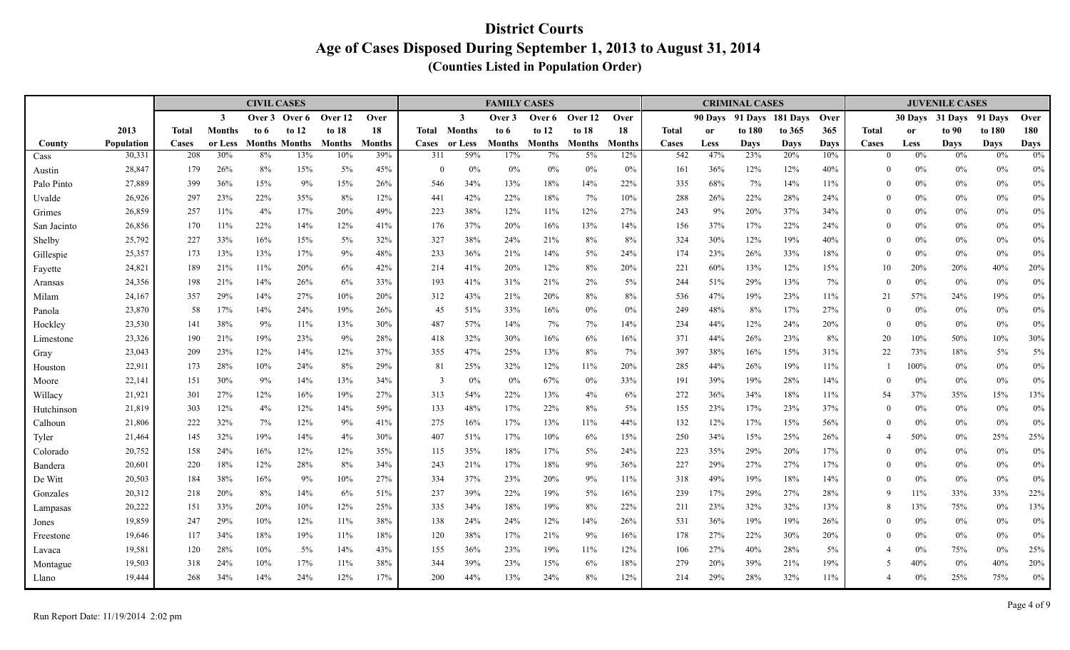# District Courts

## Age of Cases Disposed During September 1, 2013 to August 31, 2014

### (Counties Listed in Population Order)

| | | CIVIL CASES | | | | | | FAMILY CASES | | | | | | CRIMINAL CASES | | | | | JUVENILE CASES | | | | |
|---|---|---|---|---|---|---|---|---|---|---|---|---|---|---|---|---|---|---|---|---|---|---|---|
| County | 2013 Population | Total Cases | 3 Months or Less | Over 3 to 6 Months | Over 6 to 12 Months | Over 12 to 18 Months | Over 18 Months | Total Cases | 3 Months or Less | Over 3 to 6 Months | Over 6 to 12 Months | Over 12 to 18 Months | Over 18 Months | Total Cases | 90 Days or Less | 91 Days to 180 Days | 181 Days to 365 Days | Over 365 Days | Total Cases | 30 Days or Less | 31 Days to 90 Days | 91 Days to 180 Days | Over 180 Days |
| Cass | 30,331 | 208 | 30% | 8% | 13% | 10% | 39% | 311 | 59% | 17% | 7% | 5% | 12% | 542 | 47% | 23% | 20% | 10% | 0 | 0% | 0% | 0% | 0% |
| Austin | 28,847 | 179 | 26% | 8% | 15% | 5% | 45% | 0 | 0% | 0% | 0% | 0% | 0% | 161 | 36% | 12% | 12% | 40% | 0 | 0% | 0% | 0% | 0% |
| Palo Pinto | 27,889 | 399 | 36% | 15% | 9% | 15% | 26% | 546 | 34% | 13% | 18% | 14% | 22% | 335 | 68% | 7% | 14% | 11% | 0 | 0% | 0% | 0% | 0% |
| Uvalde | 26,926 | 297 | 23% | 22% | 35% | 8% | 12% | 441 | 42% | 22% | 18% | 7% | 10% | 288 | 26% | 22% | 28% | 24% | 0 | 0% | 0% | 0% | 0% |
| Grimes | 26,859 | 257 | 11% | 4% | 17% | 20% | 49% | 223 | 38% | 12% | 11% | 12% | 27% | 243 | 9% | 20% | 37% | 34% | 0 | 0% | 0% | 0% | 0% |
| San Jacinto | 26,856 | 170 | 11% | 22% | 14% | 12% | 41% | 176 | 37% | 20% | 16% | 13% | 14% | 156 | 37% | 17% | 22% | 24% | 0 | 0% | 0% | 0% | 0% |
| Shelby | 25,792 | 227 | 33% | 16% | 15% | 5% | 32% | 327 | 38% | 24% | 21% | 8% | 8% | 324 | 30% | 12% | 19% | 40% | 0 | 0% | 0% | 0% | 0% |
| Gillespie | 25,357 | 173 | 13% | 13% | 17% | 9% | 48% | 233 | 36% | 21% | 14% | 5% | 24% | 174 | 23% | 26% | 33% | 18% | 0 | 0% | 0% | 0% | 0% |
| Fayette | 24,821 | 189 | 21% | 11% | 20% | 6% | 42% | 214 | 41% | 20% | 12% | 8% | 20% | 221 | 60% | 13% | 12% | 15% | 10 | 20% | 20% | 40% | 20% |
| Aransas | 24,356 | 198 | 21% | 14% | 26% | 6% | 33% | 193 | 41% | 31% | 21% | 2% | 5% | 244 | 51% | 29% | 13% | 7% | 0 | 0% | 0% | 0% | 0% |
| Milam | 24,167 | 357 | 29% | 14% | 27% | 10% | 20% | 312 | 43% | 21% | 20% | 8% | 8% | 536 | 47% | 19% | 23% | 11% | 21 | 57% | 24% | 19% | 0% |
| Panola | 23,870 | 58 | 17% | 14% | 24% | 19% | 26% | 45 | 51% | 33% | 16% | 0% | 0% | 249 | 48% | 8% | 17% | 27% | 0 | 0% | 0% | 0% | 0% |
| Hockley | 23,530 | 141 | 38% | 9% | 11% | 13% | 30% | 487 | 57% | 14% | 7% | 7% | 14% | 234 | 44% | 12% | 24% | 20% | 0 | 0% | 0% | 0% | 0% |
| Limestone | 23,326 | 190 | 21% | 19% | 23% | 9% | 28% | 418 | 32% | 30% | 16% | 6% | 16% | 371 | 44% | 26% | 23% | 8% | 20 | 10% | 50% | 10% | 30% |
| Gray | 23,043 | 209 | 23% | 12% | 14% | 12% | 37% | 355 | 47% | 25% | 13% | 8% | 7% | 397 | 38% | 16% | 15% | 31% | 22 | 73% | 18% | 5% | 5% |
| Houston | 22,911 | 173 | 28% | 10% | 24% | 8% | 29% | 81 | 25% | 32% | 12% | 11% | 20% | 285 | 44% | 26% | 19% | 11% | 1 | 100% | 0% | 0% | 0% |
| Moore | 22,141 | 151 | 30% | 9% | 14% | 13% | 34% | 3 | 0% | 0% | 67% | 0% | 33% | 191 | 39% | 19% | 28% | 14% | 0 | 0% | 0% | 0% | 0% |
| Willacy | 21,921 | 301 | 27% | 12% | 16% | 19% | 27% | 313 | 54% | 22% | 13% | 4% | 6% | 272 | 36% | 34% | 18% | 11% | 54 | 37% | 35% | 15% | 13% |
| Hutchinson | 21,819 | 303 | 12% | 4% | 12% | 14% | 59% | 133 | 48% | 17% | 22% | 8% | 5% | 155 | 23% | 17% | 23% | 37% | 0 | 0% | 0% | 0% | 0% |
| Calhoun | 21,806 | 222 | 32% | 7% | 12% | 9% | 41% | 275 | 16% | 17% | 13% | 11% | 44% | 132 | 12% | 17% | 15% | 56% | 0 | 0% | 0% | 0% | 0% |
| Tyler | 21,464 | 145 | 32% | 19% | 14% | 4% | 30% | 407 | 51% | 17% | 10% | 6% | 15% | 250 | 34% | 15% | 25% | 26% | 4 | 50% | 0% | 25% | 25% |
| Colorado | 20,752 | 158 | 24% | 16% | 12% | 12% | 35% | 115 | 35% | 18% | 17% | 5% | 24% | 223 | 35% | 29% | 20% | 17% | 0 | 0% | 0% | 0% | 0% |
| Bandera | 20,601 | 220 | 18% | 12% | 28% | 8% | 34% | 243 | 21% | 17% | 18% | 9% | 36% | 227 | 29% | 27% | 27% | 17% | 0 | 0% | 0% | 0% | 0% |
| De Witt | 20,503 | 184 | 38% | 16% | 9% | 10% | 27% | 334 | 37% | 23% | 20% | 9% | 11% | 318 | 49% | 19% | 18% | 14% | 0 | 0% | 0% | 0% | 0% |
| Gonzales | 20,312 | 218 | 20% | 8% | 14% | 6% | 51% | 237 | 39% | 22% | 19% | 5% | 16% | 239 | 17% | 29% | 27% | 28% | 9 | 11% | 33% | 33% | 22% |
| Lampasas | 20,222 | 151 | 33% | 20% | 10% | 12% | 25% | 335 | 34% | 18% | 19% | 8% | 22% | 211 | 23% | 32% | 32% | 13% | 8 | 13% | 75% | 0% | 13% |
| Jones | 19,859 | 247 | 29% | 10% | 12% | 11% | 38% | 138 | 24% | 24% | 12% | 14% | 26% | 531 | 36% | 19% | 19% | 26% | 0 | 0% | 0% | 0% | 0% |
| Freestone | 19,646 | 117 | 34% | 18% | 19% | 11% | 18% | 120 | 38% | 17% | 21% | 9% | 16% | 178 | 27% | 22% | 30% | 20% | 0 | 0% | 0% | 0% | 0% |
| Lavaca | 19,581 | 120 | 28% | 10% | 5% | 14% | 43% | 155 | 36% | 23% | 19% | 11% | 12% | 106 | 27% | 40% | 28% | 5% | 4 | 0% | 75% | 0% | 25% |
| Montague | 19,503 | 318 | 24% | 10% | 17% | 11% | 38% | 344 | 39% | 23% | 15% | 6% | 18% | 279 | 20% | 39% | 21% | 19% | 5 | 40% | 0% | 40% | 20% |
| Llano | 19,444 | 268 | 34% | 14% | 24% | 12% | 17% | 200 | 44% | 13% | 24% | 8% | 12% | 214 | 29% | 28% | 32% | 11% | 4 | 0% | 25% | 75% | 0% |

Run Report Date: 11/19/2014 2:02 pm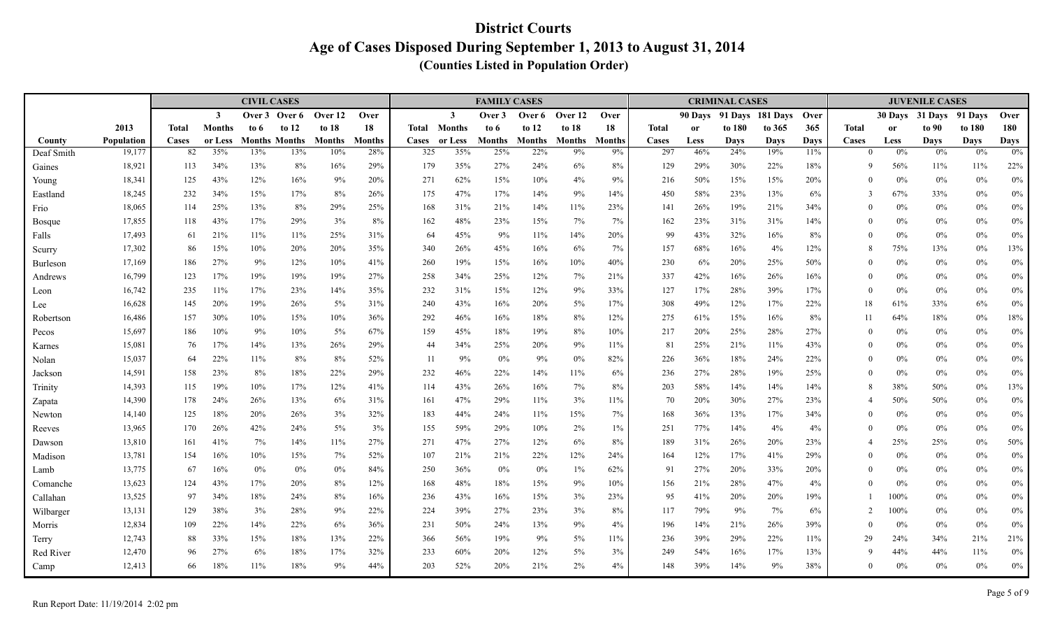# District Courts

## Age of Cases Disposed During September 1, 2013 to August 31, 2014

### (Counties Listed in Population Order)

| | | CIVIL CASES | | | | | | FAMILY CASES | | | | | | CRIMINAL CASES | | | | | JUVENILE CASES | | | | |
|---|---|---|---|---|---|---|---|---|---|---|---|---|---|---|---|---|---|---|---|---|---|---|---|
| County | 2013 Population | Total Cases | 3 Months or Less | Over 3 to 6 Months | Over 6 to 12 Months | Over 12 to 18 Months | Over 18 Months | Total Cases | 3 Months or Less | Over 3 to 6 Months | Over 6 to 12 Months | Over 12 to 18 Months | Over 18 Months | Total Cases | 90 Days or Less | 91 Days to 180 Days | 181 Days to 365 Days | Over 365 Days | Total Cases | 30 Days or Less | 31 Days to 90 Days | 91 Days to 180 Days | Over 180 Days |
| Deaf Smith | 19,177 | 82 | 35% | 13% | 13% | 10% | 28% | 325 | 35% | 25% | 22% | 9% | 9% | 297 | 46% | 24% | 19% | 11% | 0 | 0% | 0% | 0% | 0% |
| Gaines | 18,921 | 113 | 34% | 13% | 8% | 16% | 29% | 179 | 35% | 27% | 24% | 6% | 8% | 129 | 29% | 30% | 22% | 18% | 9 | 56% | 11% | 11% | 22% |
| Young | 18,341 | 125 | 43% | 12% | 16% | 9% | 20% | 271 | 62% | 15% | 10% | 4% | 9% | 216 | 50% | 15% | 15% | 20% | 0 | 0% | 0% | 0% | 0% |
| Eastland | 18,245 | 232 | 34% | 15% | 17% | 8% | 26% | 175 | 47% | 17% | 14% | 9% | 14% | 450 | 58% | 23% | 13% | 6% | 3 | 67% | 33% | 0% | 0% |
| Frio | 18,065 | 114 | 25% | 13% | 8% | 29% | 25% | 168 | 31% | 21% | 14% | 11% | 23% | 141 | 26% | 19% | 21% | 34% | 0 | 0% | 0% | 0% | 0% |
| Bosque | 17,855 | 118 | 43% | 17% | 29% | 3% | 8% | 162 | 48% | 23% | 15% | 7% | 7% | 162 | 23% | 31% | 31% | 14% | 0 | 0% | 0% | 0% | 0% |
| Falls | 17,493 | 61 | 21% | 11% | 11% | 25% | 31% | 64 | 45% | 9% | 11% | 14% | 20% | 99 | 43% | 32% | 16% | 8% | 0 | 0% | 0% | 0% | 0% |
| Scurry | 17,302 | 86 | 15% | 10% | 20% | 20% | 35% | 340 | 26% | 45% | 16% | 6% | 7% | 157 | 68% | 16% | 4% | 12% | 8 | 75% | 13% | 0% | 13% |
| Burleson | 17,169 | 186 | 27% | 9% | 12% | 10% | 41% | 260 | 19% | 15% | 16% | 10% | 40% | 230 | 6% | 20% | 25% | 50% | 0 | 0% | 0% | 0% | 0% |
| Andrews | 16,799 | 123 | 17% | 19% | 19% | 19% | 27% | 258 | 34% | 25% | 12% | 7% | 21% | 337 | 42% | 16% | 26% | 16% | 0 | 0% | 0% | 0% | 0% |
| Leon | 16,742 | 235 | 11% | 17% | 23% | 14% | 35% | 232 | 31% | 15% | 12% | 9% | 33% | 127 | 17% | 28% | 39% | 17% | 0 | 0% | 0% | 0% | 0% |
| Lee | 16,628 | 145 | 20% | 19% | 26% | 5% | 31% | 240 | 43% | 16% | 20% | 5% | 17% | 308 | 49% | 12% | 17% | 22% | 18 | 61% | 33% | 6% | 0% |
| Robertson | 16,486 | 157 | 30% | 10% | 15% | 10% | 36% | 292 | 46% | 16% | 18% | 8% | 12% | 275 | 61% | 15% | 16% | 8% | 11 | 64% | 18% | 0% | 18% |
| Pecos | 15,697 | 186 | 10% | 9% | 10% | 5% | 67% | 159 | 45% | 18% | 19% | 8% | 10% | 217 | 20% | 25% | 28% | 27% | 0 | 0% | 0% | 0% | 0% |
| Karnes | 15,081 | 76 | 17% | 14% | 13% | 26% | 29% | 44 | 34% | 25% | 20% | 9% | 11% | 81 | 25% | 21% | 11% | 43% | 0 | 0% | 0% | 0% | 0% |
| Nolan | 15,037 | 64 | 22% | 11% | 8% | 8% | 52% | 11 | 9% | 0% | 9% | 0% | 82% | 226 | 36% | 18% | 24% | 22% | 0 | 0% | 0% | 0% | 0% |
| Jackson | 14,591 | 158 | 23% | 8% | 18% | 22% | 29% | 232 | 46% | 22% | 14% | 11% | 6% | 236 | 27% | 28% | 19% | 25% | 0 | 0% | 0% | 0% | 0% |
| Trinity | 14,393 | 115 | 19% | 10% | 17% | 12% | 41% | 114 | 43% | 26% | 16% | 7% | 8% | 203 | 58% | 14% | 14% | 14% | 8 | 38% | 50% | 0% | 13% |
| Zapata | 14,390 | 178 | 24% | 26% | 13% | 6% | 31% | 161 | 47% | 29% | 11% | 3% | 11% | 70 | 20% | 30% | 27% | 23% | 4 | 50% | 50% | 0% | 0% |
| Newton | 14,140 | 125 | 18% | 20% | 26% | 3% | 32% | 183 | 44% | 24% | 11% | 15% | 7% | 168 | 36% | 13% | 17% | 34% | 0 | 0% | 0% | 0% | 0% |
| Reeves | 13,965 | 170 | 26% | 42% | 24% | 5% | 3% | 155 | 59% | 29% | 10% | 2% | 1% | 251 | 77% | 14% | 4% | 4% | 0 | 0% | 0% | 0% | 0% |
| Dawson | 13,810 | 161 | 41% | 7% | 14% | 11% | 27% | 271 | 47% | 27% | 12% | 6% | 8% | 189 | 31% | 26% | 20% | 23% | 4 | 25% | 25% | 0% | 50% |
| Madison | 13,781 | 154 | 16% | 10% | 15% | 7% | 52% | 107 | 21% | 21% | 22% | 12% | 24% | 164 | 12% | 17% | 41% | 29% | 0 | 0% | 0% | 0% | 0% |
| Lamb | 13,775 | 67 | 16% | 0% | 0% | 0% | 84% | 250 | 36% | 0% | 0% | 1% | 62% | 91 | 27% | 20% | 33% | 20% | 0 | 0% | 0% | 0% | 0% |
| Comanche | 13,623 | 124 | 43% | 17% | 20% | 8% | 12% | 168 | 48% | 18% | 15% | 9% | 10% | 156 | 21% | 28% | 47% | 4% | 0 | 0% | 0% | 0% | 0% |
| Callahan | 13,525 | 97 | 34% | 18% | 24% | 8% | 16% | 236 | 43% | 16% | 15% | 3% | 23% | 95 | 41% | 20% | 20% | 19% | 1 | 100% | 0% | 0% | 0% |
| Wilbarger | 13,131 | 129 | 38% | 3% | 28% | 9% | 22% | 224 | 39% | 27% | 23% | 3% | 8% | 117 | 79% | 9% | 7% | 6% | 2 | 100% | 0% | 0% | 0% |
| Morris | 12,834 | 109 | 22% | 14% | 22% | 6% | 36% | 231 | 50% | 24% | 13% | 9% | 4% | 196 | 14% | 21% | 26% | 39% | 0 | 0% | 0% | 0% | 0% |
| Terry | 12,743 | 88 | 33% | 15% | 18% | 13% | 22% | 366 | 56% | 19% | 9% | 5% | 11% | 236 | 39% | 29% | 22% | 11% | 29 | 24% | 34% | 21% | 21% |
| Red River | 12,470 | 96 | 27% | 6% | 18% | 17% | 32% | 233 | 60% | 20% | 12% | 5% | 3% | 249 | 54% | 16% | 17% | 13% | 9 | 44% | 44% | 11% | 0% |
| Camp | 12,413 | 66 | 18% | 11% | 18% | 9% | 44% | 203 | 52% | 20% | 21% | 2% | 4% | 148 | 39% | 14% | 9% | 38% | 0 | 0% | 0% | 0% | 0% |

Run Report Date: 11/19/2014 2:02 pm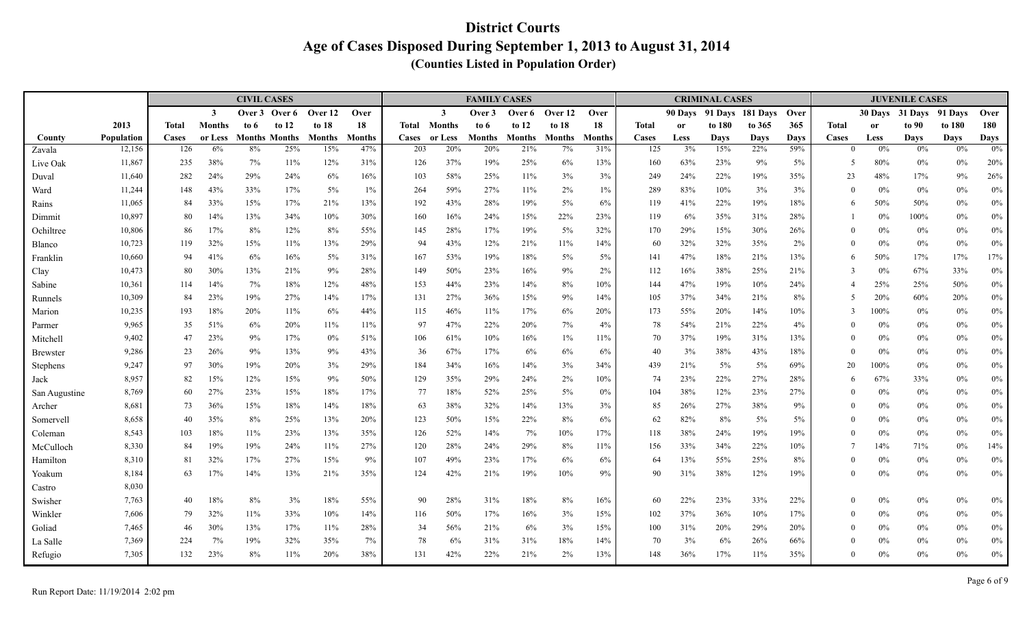# District Courts

## Age of Cases Disposed During September 1, 2013 to August 31, 2014

### (Counties Listed in Population Order)

| | | CIVIL CASES | | | | | | FAMILY CASES | | | | | | CRIMINAL CASES | | | | | JUVENILE CASES | | | | |
|---|---|---|---|---|---|---|---|---|---|---|---|---|---|---|---|---|---|---|---|---|---|---|---|
| County | 2013 Population | Total Cases | 3 Months or Less | Over 3 to 6 Months | Over 6 to 12 Months | Over 12 to 18 Months | Over 18 Months | Total Cases | 3 Months or Less | Over 3 to 6 Months | Over 6 to 12 Months | Over 12 to 18 Months | Over 18 Months | Total Cases | 90 Days or Less | 91 Days to 180 Days | 181 Days to 365 Days | Over 365 Days | Total Cases | 30 Days or Less | 31 Days to 90 Days | 91 Days to 180 Days | Over 180 Days |
| Zavala | 12,156 | 126 | 6% | 8% | 25% | 15% | 47% | 203 | 20% | 20% | 21% | 7% | 31% | 125 | 3% | 15% | 22% | 59% | 0 | 0% | 0% | 0% | 0% |
| Live Oak | 11,867 | 235 | 38% | 7% | 11% | 12% | 31% | 126 | 37% | 19% | 25% | 6% | 13% | 160 | 63% | 23% | 9% | 5% | 5 | 80% | 0% | 0% | 20% |
| Duval | 11,640 | 282 | 24% | 29% | 24% | 6% | 16% | 103 | 58% | 25% | 11% | 3% | 3% | 249 | 24% | 22% | 19% | 35% | 23 | 48% | 17% | 9% | 26% |
| Ward | 11,244 | 148 | 43% | 33% | 17% | 5% | 1% | 264 | 59% | 27% | 11% | 2% | 1% | 289 | 83% | 10% | 3% | 3% | 0 | 0% | 0% | 0% | 0% |
| Rains | 11,065 | 84 | 33% | 15% | 17% | 21% | 13% | 192 | 43% | 28% | 19% | 5% | 6% | 119 | 41% | 22% | 19% | 18% | 6 | 50% | 50% | 0% | 0% |
| Dimmit | 10,897 | 80 | 14% | 13% | 34% | 10% | 30% | 160 | 16% | 24% | 15% | 22% | 23% | 119 | 6% | 35% | 31% | 28% | 1 | 0% | 100% | 0% | 0% |
| Ochiltree | 10,806 | 86 | 17% | 8% | 12% | 8% | 55% | 145 | 28% | 17% | 19% | 5% | 32% | 170 | 29% | 15% | 30% | 26% | 0 | 0% | 0% | 0% | 0% |
| Blanco | 10,723 | 119 | 32% | 15% | 11% | 13% | 29% | 94 | 43% | 12% | 21% | 11% | 14% | 60 | 32% | 32% | 35% | 2% | 0 | 0% | 0% | 0% | 0% |
| Franklin | 10,660 | 94 | 41% | 6% | 16% | 5% | 31% | 167 | 53% | 19% | 18% | 5% | 5% | 141 | 47% | 18% | 21% | 13% | 6 | 50% | 17% | 17% | 17% |
| Clay | 10,473 | 80 | 30% | 13% | 21% | 9% | 28% | 149 | 50% | 23% | 16% | 9% | 2% | 112 | 16% | 38% | 25% | 21% | 3 | 0% | 67% | 33% | 0% |
| Sabine | 10,361 | 114 | 14% | 7% | 18% | 12% | 48% | 153 | 44% | 23% | 14% | 8% | 10% | 144 | 47% | 19% | 10% | 24% | 4 | 25% | 25% | 50% | 0% |
| Runnels | 10,309 | 84 | 23% | 19% | 27% | 14% | 17% | 131 | 27% | 36% | 15% | 9% | 14% | 105 | 37% | 34% | 21% | 8% | 5 | 20% | 60% | 20% | 0% |
| Marion | 10,235 | 193 | 18% | 20% | 11% | 6% | 44% | 115 | 46% | 11% | 17% | 6% | 20% | 173 | 55% | 20% | 14% | 10% | 3 | 100% | 0% | 0% | 0% |
| Parmer | 9,965 | 35 | 51% | 6% | 20% | 11% | 11% | 97 | 47% | 22% | 20% | 7% | 4% | 78 | 54% | 21% | 22% | 4% | 0 | 0% | 0% | 0% | 0% |
| Mitchell | 9,402 | 47 | 23% | 9% | 17% | 0% | 51% | 106 | 61% | 10% | 16% | 1% | 11% | 70 | 37% | 19% | 31% | 13% | 0 | 0% | 0% | 0% | 0% |
| Brewster | 9,286 | 23 | 26% | 9% | 13% | 9% | 43% | 36 | 67% | 17% | 6% | 6% | 6% | 40 | 3% | 38% | 43% | 18% | 0 | 0% | 0% | 0% | 0% |
| Stephens | 9,247 | 97 | 30% | 19% | 20% | 3% | 29% | 184 | 34% | 16% | 14% | 3% | 34% | 439 | 21% | 5% | 5% | 69% | 20 | 100% | 0% | 0% | 0% |
| Jack | 8,957 | 82 | 15% | 12% | 15% | 9% | 50% | 129 | 35% | 29% | 24% | 2% | 10% | 74 | 23% | 22% | 27% | 28% | 6 | 67% | 33% | 0% | 0% |
| San Augustine | 8,769 | 60 | 27% | 23% | 15% | 18% | 17% | 77 | 18% | 52% | 25% | 5% | 0% | 104 | 38% | 12% | 23% | 27% | 0 | 0% | 0% | 0% | 0% |
| Archer | 8,681 | 73 | 36% | 15% | 18% | 14% | 18% | 63 | 38% | 32% | 14% | 13% | 3% | 85 | 26% | 27% | 38% | 9% | 0 | 0% | 0% | 0% | 0% |
| Somervell | 8,658 | 40 | 35% | 8% | 25% | 13% | 20% | 123 | 50% | 15% | 22% | 8% | 6% | 62 | 82% | 8% | 5% | 5% | 0 | 0% | 0% | 0% | 0% |
| Coleman | 8,543 | 103 | 18% | 11% | 23% | 13% | 35% | 126 | 52% | 14% | 7% | 10% | 17% | 118 | 38% | 24% | 19% | 19% | 0 | 0% | 0% | 0% | 0% |
| McCulloch | 8,330 | 84 | 19% | 19% | 24% | 11% | 27% | 120 | 28% | 24% | 29% | 8% | 11% | 156 | 33% | 34% | 22% | 10% | 7 | 14% | 71% | 0% | 14% |
| Hamilton | 8,310 | 81 | 32% | 17% | 27% | 15% | 9% | 107 | 49% | 23% | 17% | 6% | 6% | 64 | 13% | 55% | 25% | 8% | 0 | 0% | 0% | 0% | 0% |
| Yoakum | 8,184 | 63 | 17% | 14% | 13% | 21% | 35% | 124 | 42% | 21% | 19% | 10% | 9% | 90 | 31% | 38% | 12% | 19% | 0 | 0% | 0% | 0% | 0% |
| Castro | 8,030 | | | | | | | | | | | | | | | | | | | | | | |
| Swisher | 7,763 | 40 | 18% | 8% | 3% | 18% | 55% | 90 | 28% | 31% | 18% | 8% | 16% | 60 | 22% | 23% | 33% | 22% | 0 | 0% | 0% | 0% | 0% |
| Winkler | 7,606 | 79 | 32% | 11% | 33% | 10% | 14% | 116 | 50% | 17% | 16% | 3% | 15% | 102 | 37% | 36% | 10% | 17% | 0 | 0% | 0% | 0% | 0% |
| Goliad | 7,465 | 46 | 30% | 13% | 17% | 11% | 28% | 34 | 56% | 21% | 6% | 3% | 15% | 100 | 31% | 20% | 29% | 20% | 0 | 0% | 0% | 0% | 0% |
| La Salle | 7,369 | 224 | 7% | 19% | 32% | 35% | 7% | 78 | 6% | 31% | 31% | 18% | 14% | 70 | 3% | 6% | 26% | 66% | 0 | 0% | 0% | 0% | 0% |
| Refugio | 7,305 | 132 | 23% | 8% | 11% | 20% | 38% | 131 | 42% | 22% | 21% | 2% | 13% | 148 | 36% | 17% | 11% | 35% | 0 | 0% | 0% | 0% | 0% |

Run Report Date: 11/19/2014 2:02 pm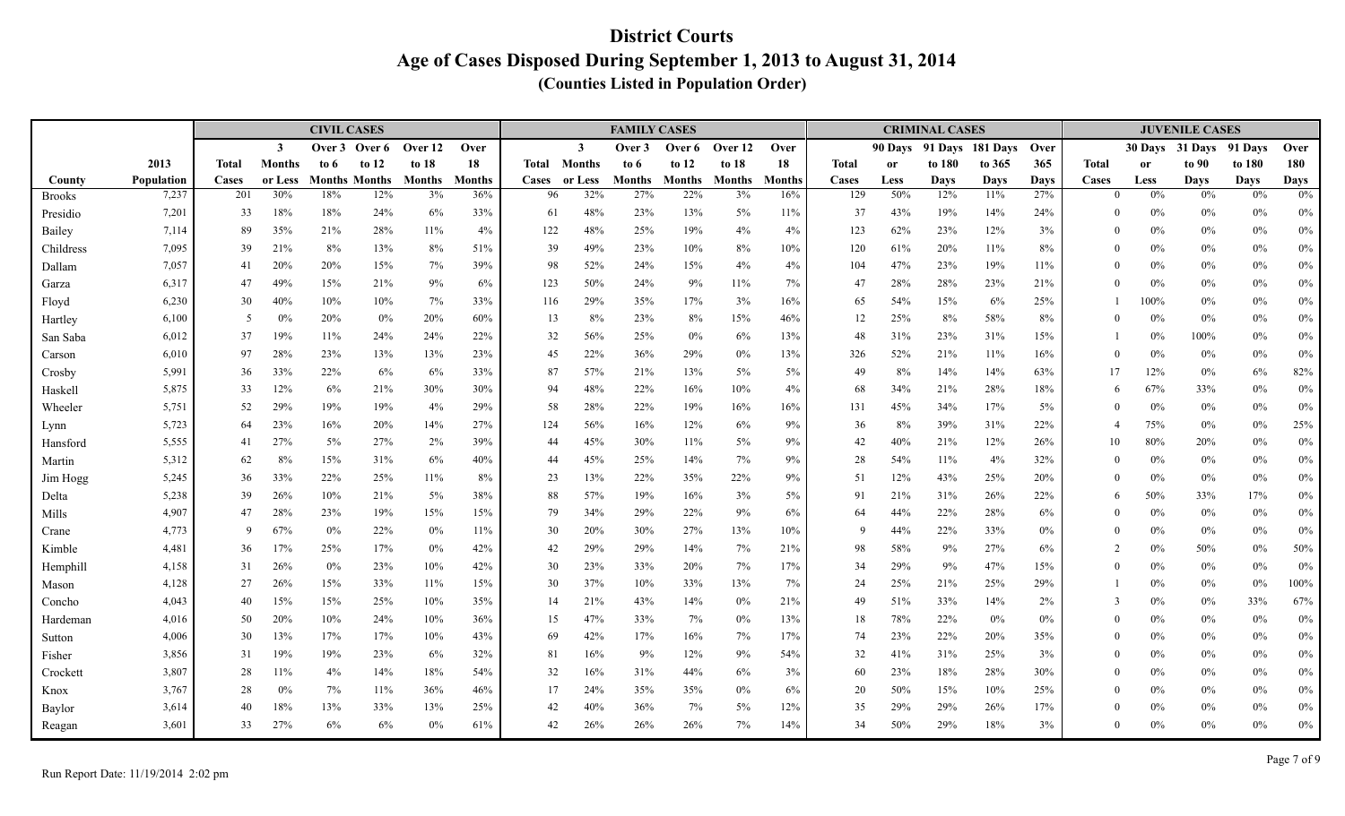# District Courts

## Age of Cases Disposed During September 1, 2013 to August 31, 2014

### (Counties Listed in Population Order)

| | | CIVIL CASES | | | | | | FAMILY CASES | | | | | | CRIMINAL CASES | | | | | JUVENILE CASES | | | | |
|---|---|---|---|---|---|---|---|---|---|---|---|---|---|---|---|---|---|---|---|---|---|---|---|
| County | 2013 Population | Total Cases | 3 Months or Less | Over 3 to 6 Months | Over 6 to 12 Months | Over 12 to 18 Months | Over 18 Months | Total Cases | 3 Months or Less | Over 3 to 6 Months | Over 6 to 12 Months | Over 12 to 18 Months | Over 18 Months | Total Cases | 90 Days or Less | 91 Days to 180 Days | 181 Days to 365 Days | Over 365 Days | Total Cases | 30 Days or Less | 31 Days to 90 Days | 91 Days to 180 Days | Over 180 Days |
| Brooks | 7,237 | 201 | 30% | 18% | 12% | 3% | 36% | 96 | 32% | 27% | 22% | 3% | 16% | 129 | 50% | 12% | 11% | 27% | 0 | 0% | 0% | 0% | 0% |
| Presidio | 7,201 | 33 | 18% | 18% | 24% | 6% | 33% | 61 | 48% | 23% | 13% | 5% | 11% | 37 | 43% | 19% | 14% | 24% | 0 | 0% | 0% | 0% | 0% |
| Bailey | 7,114 | 89 | 35% | 21% | 28% | 11% | 4% | 122 | 48% | 25% | 19% | 4% | 4% | 123 | 62% | 23% | 12% | 3% | 0 | 0% | 0% | 0% | 0% |
| Childress | 7,095 | 39 | 21% | 8% | 13% | 8% | 51% | 39 | 49% | 23% | 10% | 8% | 10% | 120 | 61% | 20% | 11% | 8% | 0 | 0% | 0% | 0% | 0% |
| Dallam | 7,057 | 41 | 20% | 20% | 15% | 7% | 39% | 98 | 52% | 24% | 15% | 4% | 4% | 104 | 47% | 23% | 19% | 11% | 0 | 0% | 0% | 0% | 0% |
| Garza | 6,317 | 47 | 49% | 15% | 21% | 9% | 6% | 123 | 50% | 24% | 9% | 11% | 7% | 47 | 28% | 28% | 23% | 21% | 0 | 0% | 0% | 0% | 0% |
| Floyd | 6,230 | 30 | 40% | 10% | 10% | 7% | 33% | 116 | 29% | 35% | 17% | 3% | 16% | 65 | 54% | 15% | 6% | 25% | 1 | 100% | 0% | 0% | 0% |
| Hartley | 6,100 | 5 | 0% | 20% | 0% | 20% | 60% | 13 | 8% | 23% | 8% | 15% | 46% | 12 | 25% | 8% | 58% | 8% | 0 | 0% | 0% | 0% | 0% |
| San Saba | 6,012 | 37 | 19% | 11% | 24% | 24% | 22% | 32 | 56% | 25% | 0% | 6% | 13% | 48 | 31% | 23% | 31% | 15% | 1 | 0% | 100% | 0% | 0% |
| Carson | 6,010 | 97 | 28% | 23% | 13% | 13% | 23% | 45 | 22% | 36% | 29% | 0% | 13% | 326 | 52% | 21% | 11% | 16% | 0 | 0% | 0% | 0% | 0% |
| Crosby | 5,991 | 36 | 33% | 22% | 6% | 6% | 33% | 87 | 57% | 21% | 13% | 5% | 5% | 49 | 8% | 14% | 14% | 63% | 17 | 12% | 0% | 6% | 82% |
| Haskell | 5,875 | 33 | 12% | 6% | 21% | 30% | 30% | 94 | 48% | 22% | 16% | 10% | 4% | 68 | 34% | 21% | 28% | 18% | 6 | 67% | 33% | 0% | 0% |
| Wheeler | 5,751 | 52 | 29% | 19% | 19% | 4% | 29% | 58 | 28% | 22% | 19% | 16% | 16% | 131 | 45% | 34% | 17% | 5% | 0 | 0% | 0% | 0% | 0% |
| Lynn | 5,723 | 64 | 23% | 16% | 20% | 14% | 27% | 124 | 56% | 16% | 12% | 6% | 9% | 36 | 8% | 39% | 31% | 22% | 4 | 75% | 0% | 0% | 25% |
| Hansford | 5,555 | 41 | 27% | 5% | 27% | 2% | 39% | 44 | 45% | 30% | 11% | 5% | 9% | 42 | 40% | 21% | 12% | 26% | 10 | 80% | 20% | 0% | 0% |
| Martin | 5,312 | 62 | 8% | 15% | 31% | 6% | 40% | 44 | 45% | 25% | 14% | 7% | 9% | 28 | 54% | 11% | 4% | 32% | 0 | 0% | 0% | 0% | 0% |
| Jim Hogg | 5,245 | 36 | 33% | 22% | 25% | 11% | 8% | 23 | 13% | 22% | 35% | 22% | 9% | 51 | 12% | 43% | 25% | 20% | 0 | 0% | 0% | 0% | 0% |
| Delta | 5,238 | 39 | 26% | 10% | 21% | 5% | 38% | 88 | 57% | 19% | 16% | 3% | 5% | 91 | 21% | 31% | 26% | 22% | 6 | 50% | 33% | 17% | 0% |
| Mills | 4,907 | 47 | 28% | 23% | 19% | 15% | 15% | 79 | 34% | 29% | 22% | 9% | 6% | 64 | 44% | 22% | 28% | 6% | 0 | 0% | 0% | 0% | 0% |
| Crane | 4,773 | 9 | 67% | 0% | 22% | 0% | 11% | 30 | 20% | 30% | 27% | 13% | 10% | 9 | 44% | 22% | 33% | 0% | 0 | 0% | 0% | 0% | 0% |
| Kimble | 4,481 | 36 | 17% | 25% | 17% | 0% | 42% | 42 | 29% | 29% | 14% | 7% | 21% | 98 | 58% | 9% | 27% | 6% | 2 | 0% | 50% | 0% | 50% |
| Hemphill | 4,158 | 31 | 26% | 0% | 23% | 10% | 42% | 30 | 23% | 33% | 20% | 7% | 17% | 34 | 29% | 9% | 47% | 15% | 0 | 0% | 0% | 0% | 0% |
| Mason | 4,128 | 27 | 26% | 15% | 33% | 11% | 15% | 30 | 37% | 10% | 33% | 13% | 7% | 24 | 25% | 21% | 25% | 29% | 1 | 0% | 0% | 0% | 100% |
| Concho | 4,043 | 40 | 15% | 15% | 25% | 10% | 35% | 14 | 21% | 43% | 14% | 0% | 21% | 49 | 51% | 33% | 14% | 2% | 3 | 0% | 0% | 33% | 67% |
| Hardeman | 4,016 | 50 | 20% | 10% | 24% | 10% | 36% | 15 | 47% | 33% | 7% | 0% | 13% | 18 | 78% | 22% | 0% | 0% | 0 | 0% | 0% | 0% | 0% |
| Sutton | 4,006 | 30 | 13% | 17% | 17% | 10% | 43% | 69 | 42% | 17% | 16% | 7% | 17% | 74 | 23% | 22% | 20% | 35% | 0 | 0% | 0% | 0% | 0% |
| Fisher | 3,856 | 31 | 19% | 19% | 23% | 6% | 32% | 81 | 16% | 9% | 12% | 9% | 54% | 32 | 41% | 31% | 25% | 3% | 0 | 0% | 0% | 0% | 0% |
| Crockett | 3,807 | 28 | 11% | 4% | 14% | 18% | 54% | 32 | 16% | 31% | 44% | 6% | 3% | 60 | 23% | 18% | 28% | 30% | 0 | 0% | 0% | 0% | 0% |
| Knox | 3,767 | 28 | 0% | 7% | 11% | 36% | 46% | 17 | 24% | 35% | 35% | 0% | 6% | 20 | 50% | 15% | 10% | 25% | 0 | 0% | 0% | 0% | 0% |
| Baylor | 3,614 | 40 | 18% | 13% | 33% | 13% | 25% | 42 | 40% | 36% | 7% | 5% | 12% | 35 | 29% | 29% | 26% | 17% | 0 | 0% | 0% | 0% | 0% |
| Reagan | 3,601 | 33 | 27% | 6% | 6% | 0% | 61% | 42 | 26% | 26% | 26% | 7% | 14% | 34 | 50% | 29% | 18% | 3% | 0 | 0% | 0% | 0% | 0% |

Run Report Date: 11/19/2014 2:02 pm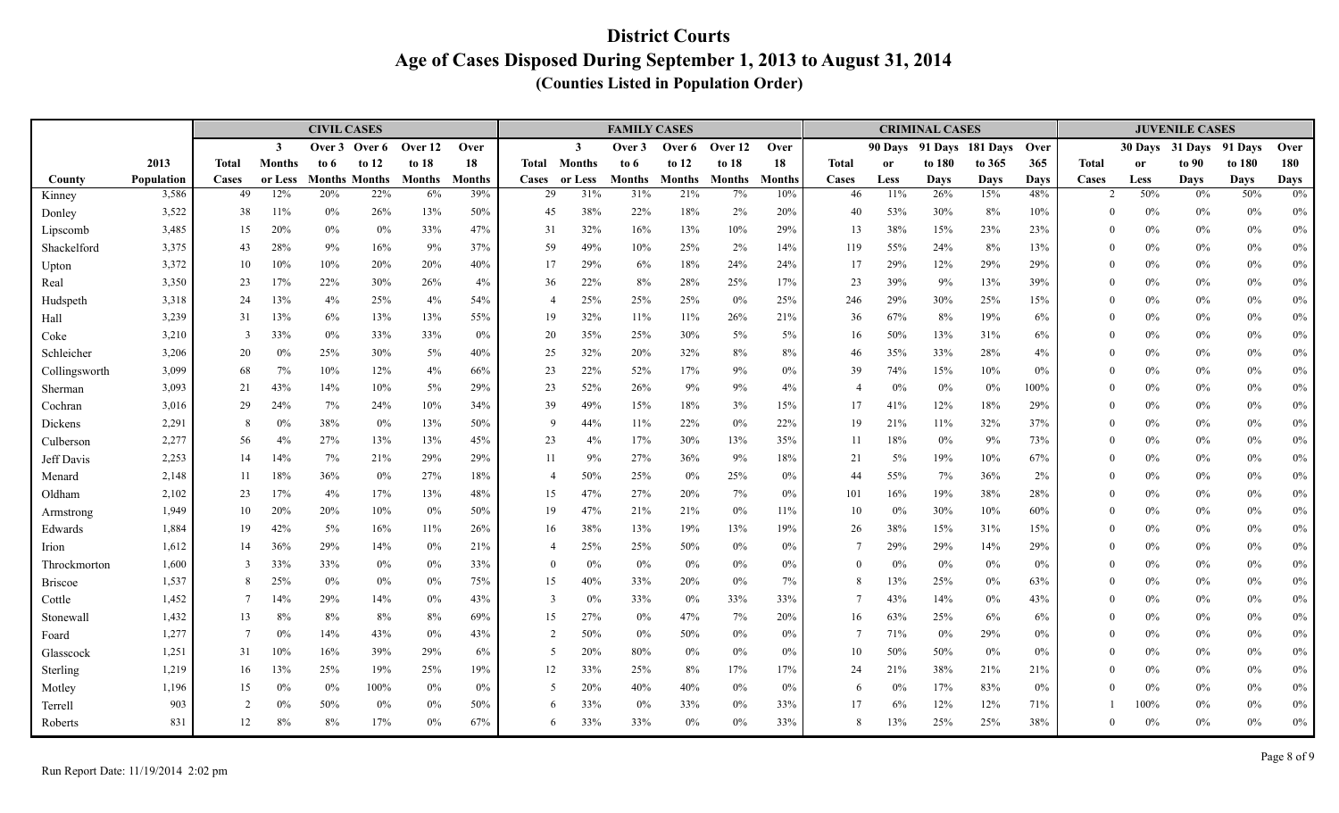# District Courts

## Age of Cases Disposed During September 1, 2013 to August 31, 2014

### (Counties Listed in Population Order)

| | | CIVIL CASES | | | | | | FAMILY CASES | | | | | | CRIMINAL CASES | | | | | JUVENILE CASES | | | | |
|---|---|---|---|---|---|---|---|---|---|---|---|---|---|---|---|---|---|---|---|---|---|---|---|
| County | 2013 Population | Total Cases | 3 Months or Less | Over 3 to 6 Months | Over 6 to 12 Months | Over 12 to 18 Months | Over 18 Months | Total Cases | 3 Months or Less | Over 3 to 6 Months | Over 6 to 12 Months | Over 12 to 18 Months | Over 18 Months | Total Cases | 90 Days or Less | 91 Days to 180 Days | 181 Days to 365 Days | Over 365 Days | Total Cases | 30 Days or Less | 31 Days to 90 Days | 91 Days to 180 Days | Over 180 Days |
| Kinney | 3,586 | 49 | 12% | 20% | 22% | 6% | 39% | 29 | 31% | 31% | 21% | 7% | 10% | 46 | 11% | 26% | 15% | 48% | 2 | 50% | 0% | 50% | 0% |
| Donley | 3,522 | 38 | 11% | 0% | 26% | 13% | 50% | 45 | 38% | 22% | 18% | 2% | 20% | 40 | 53% | 30% | 8% | 10% | 0 | 0% | 0% | 0% | 0% |
| Lipscomb | 3,485 | 15 | 20% | 0% | 0% | 33% | 47% | 31 | 32% | 16% | 13% | 10% | 29% | 13 | 38% | 15% | 23% | 23% | 0 | 0% | 0% | 0% | 0% |
| Shackelford | 3,375 | 43 | 28% | 9% | 16% | 9% | 37% | 59 | 49% | 10% | 25% | 2% | 14% | 119 | 55% | 24% | 8% | 13% | 0 | 0% | 0% | 0% | 0% |
| Upton | 3,372 | 10 | 10% | 10% | 20% | 20% | 40% | 17 | 29% | 6% | 18% | 24% | 24% | 17 | 29% | 12% | 29% | 29% | 0 | 0% | 0% | 0% | 0% |
| Real | 3,350 | 23 | 17% | 22% | 30% | 26% | 4% | 36 | 22% | 8% | 28% | 25% | 17% | 23 | 39% | 9% | 13% | 39% | 0 | 0% | 0% | 0% | 0% |
| Hudspeth | 3,318 | 24 | 13% | 4% | 25% | 4% | 54% | 4 | 25% | 25% | 25% | 0% | 25% | 246 | 29% | 30% | 25% | 15% | 0 | 0% | 0% | 0% | 0% |
| Hall | 3,239 | 31 | 13% | 6% | 13% | 13% | 55% | 19 | 32% | 11% | 11% | 26% | 21% | 36 | 67% | 8% | 19% | 6% | 0 | 0% | 0% | 0% | 0% |
| Coke | 3,210 | 3 | 33% | 0% | 33% | 33% | 0% | 20 | 35% | 25% | 30% | 5% | 5% | 16 | 50% | 13% | 31% | 6% | 0 | 0% | 0% | 0% | 0% |
| Schleicher | 3,206 | 20 | 0% | 25% | 30% | 5% | 40% | 25 | 32% | 20% | 32% | 8% | 8% | 46 | 35% | 33% | 28% | 4% | 0 | 0% | 0% | 0% | 0% |
| Collingsworth | 3,099 | 68 | 7% | 10% | 12% | 4% | 66% | 23 | 22% | 52% | 17% | 9% | 0% | 39 | 74% | 15% | 10% | 0% | 0 | 0% | 0% | 0% | 0% |
| Sherman | 3,093 | 21 | 43% | 14% | 10% | 5% | 29% | 23 | 52% | 26% | 9% | 9% | 4% | 4 | 0% | 0% | 0% | 100% | 0 | 0% | 0% | 0% | 0% |
| Cochran | 3,016 | 29 | 24% | 7% | 24% | 10% | 34% | 39 | 49% | 15% | 18% | 3% | 15% | 17 | 41% | 12% | 18% | 29% | 0 | 0% | 0% | 0% | 0% |
| Dickens | 2,291 | 8 | 0% | 38% | 0% | 13% | 50% | 9 | 44% | 11% | 22% | 0% | 22% | 19 | 21% | 11% | 32% | 37% | 0 | 0% | 0% | 0% | 0% |
| Culberson | 2,277 | 56 | 4% | 27% | 13% | 13% | 45% | 23 | 4% | 17% | 30% | 13% | 35% | 11 | 18% | 0% | 9% | 73% | 0 | 0% | 0% | 0% | 0% |
| Jeff Davis | 2,253 | 14 | 14% | 7% | 21% | 29% | 29% | 11 | 9% | 27% | 36% | 9% | 18% | 21 | 5% | 19% | 10% | 67% | 0 | 0% | 0% | 0% | 0% |
| Menard | 2,148 | 11 | 18% | 36% | 0% | 27% | 18% | 4 | 50% | 25% | 0% | 25% | 0% | 44 | 55% | 7% | 36% | 2% | 0 | 0% | 0% | 0% | 0% |
| Oldham | 2,102 | 23 | 17% | 4% | 17% | 13% | 48% | 15 | 47% | 27% | 20% | 7% | 0% | 101 | 16% | 19% | 38% | 28% | 0 | 0% | 0% | 0% | 0% |
| Armstrong | 1,949 | 10 | 20% | 20% | 10% | 0% | 50% | 19 | 47% | 21% | 21% | 0% | 11% | 10 | 0% | 30% | 10% | 60% | 0 | 0% | 0% | 0% | 0% |
| Edwards | 1,884 | 19 | 42% | 5% | 16% | 11% | 26% | 16 | 38% | 13% | 19% | 13% | 19% | 26 | 38% | 15% | 31% | 15% | 0 | 0% | 0% | 0% | 0% |
| Irion | 1,612 | 14 | 36% | 29% | 14% | 0% | 21% | 4 | 25% | 25% | 50% | 0% | 0% | 7 | 29% | 29% | 14% | 29% | 0 | 0% | 0% | 0% | 0% |
| Throckmorton | 1,600 | 3 | 33% | 33% | 0% | 0% | 33% | 0 | 0% | 0% | 0% | 0% | 0% | 0 | 0% | 0% | 0% | 0% | 0 | 0% | 0% | 0% | 0% |
| Briscoe | 1,537 | 8 | 25% | 0% | 0% | 0% | 75% | 15 | 40% | 33% | 20% | 0% | 7% | 8 | 13% | 25% | 0% | 63% | 0 | 0% | 0% | 0% | 0% |
| Cottle | 1,452 | 7 | 14% | 29% | 14% | 0% | 43% | 3 | 0% | 33% | 0% | 33% | 33% | 7 | 43% | 14% | 0% | 43% | 0 | 0% | 0% | 0% | 0% |
| Stonewall | 1,432 | 13 | 8% | 8% | 8% | 8% | 69% | 15 | 27% | 0% | 47% | 7% | 20% | 16 | 63% | 25% | 6% | 6% | 0 | 0% | 0% | 0% | 0% |
| Foard | 1,277 | 7 | 0% | 14% | 43% | 0% | 43% | 2 | 50% | 0% | 50% | 0% | 0% | 7 | 71% | 0% | 29% | 0% | 0 | 0% | 0% | 0% | 0% |
| Glasscock | 1,251 | 31 | 10% | 16% | 39% | 29% | 6% | 5 | 20% | 80% | 0% | 0% | 0% | 10 | 50% | 50% | 0% | 0% | 0 | 0% | 0% | 0% | 0% |
| Sterling | 1,219 | 16 | 13% | 25% | 19% | 25% | 19% | 12 | 33% | 25% | 8% | 17% | 17% | 24 | 21% | 38% | 21% | 21% | 0 | 0% | 0% | 0% | 0% |
| Motley | 1,196 | 15 | 0% | 0% | 100% | 0% | 0% | 5 | 20% | 40% | 40% | 0% | 0% | 6 | 0% | 17% | 83% | 0% | 0 | 0% | 0% | 0% | 0% |
| Terrell | 903 | 2 | 0% | 50% | 0% | 0% | 50% | 6 | 33% | 0% | 33% | 0% | 33% | 17 | 6% | 12% | 12% | 71% | 1 | 100% | 0% | 0% | 0% |
| Roberts | 831 | 12 | 8% | 8% | 17% | 0% | 67% | 6 | 33% | 33% | 0% | 0% | 33% | 8 | 13% | 25% | 25% | 38% | 0 | 0% | 0% | 0% | 0% |

Run Report Date: 11/19/2014 2:02 pm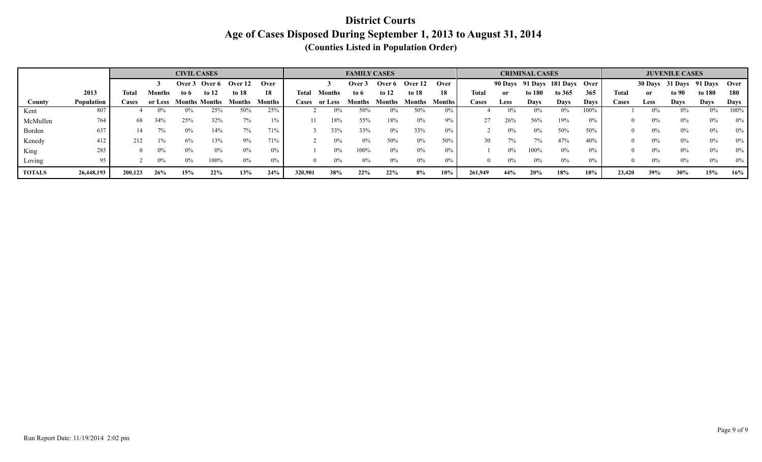# District Courts

## Age of Cases Disposed During September 1, 2013 to August 31, 2014

### (Counties Listed in Population Order)

| | | CIVIL CASES | | | | | | FAMILY CASES | | | | | | CRIMINAL CASES | | | | | JUVENILE CASES | | | | |
|---|---|---|---|---|---|---|---|---|---|---|---|---|---|---|---|---|---|---|---|---|---|---|---|
| County | 2013 Population | Total Cases | 3 Months or Less | Over 3 to 6 Months | Over 6 to 12 Months | Over 12 to 18 Months | Over 18 Months | Total Cases | 3 Months or Less | Over 3 to 6 Months | Over 6 to 12 Months | Over 12 to 18 Months | Over 18 Months | Total Cases | 90 Days or Less | 91 Days to 180 Days | 181 Days to 365 Days | Over 365 Days | Total Cases | 30 Days or Less | 31 Days to 90 Days | 91 Days to 180 Days | Over 180 Days |
| Kent | 807 | 4 | 0% | 0% | 25% | 50% | 25% | 2 | 0% | 50% | 0% | 50% | 0% | 4 | 0% | 0% | 0% | 100% | 1 | 0% | 0% | 0% | 100% |
| McMullen | 764 | 68 | 34% | 25% | 32% | 7% | 1% | 11 | 18% | 55% | 18% | 0% | 9% | 27 | 26% | 56% | 19% | 0% | 0 | 0% | 0% | 0% | 0% |
| Borden | 637 | 14 | 7% | 0% | 14% | 7% | 71% | 3 | 33% | 33% | 0% | 33% | 0% | 2 | 0% | 0% | 50% | 50% | 0 | 0% | 0% | 0% | 0% |
| Kenedy | 412 | 212 | 1% | 6% | 13% | 9% | 71% | 2 | 0% | 0% | 50% | 0% | 50% | 30 | 7% | 7% | 47% | 40% | 0 | 0% | 0% | 0% | 0% |
| King | 285 | 0 | 0% | 0% | 0% | 0% | 0% | 1 | 0% | 100% | 0% | 0% | 0% | 1 | 0% | 100% | 0% | 0% | 0 | 0% | 0% | 0% | 0% |
| Loving | 95 | 2 | 0% | 0% | 100% | 0% | 0% | 0 | 0% | 0% | 0% | 0% | 0% | 0 | 0% | 0% | 0% | 0% | 0 | 0% | 0% | 0% | 0% |
| **TOTALS** | **26,448,193** | **200,123** | **26%** | **15%** | **22%** | **13%** | **24%** | **320,901** | **38%** | **22%** | **22%** | **8%** | **10%** | **261,949** | **44%** | **20%** | **18%** | **18%** | **23,420** | **39%** | **30%** | **15%** | **16%** |

Run Report Date: 11/19/2014 2:02 pm